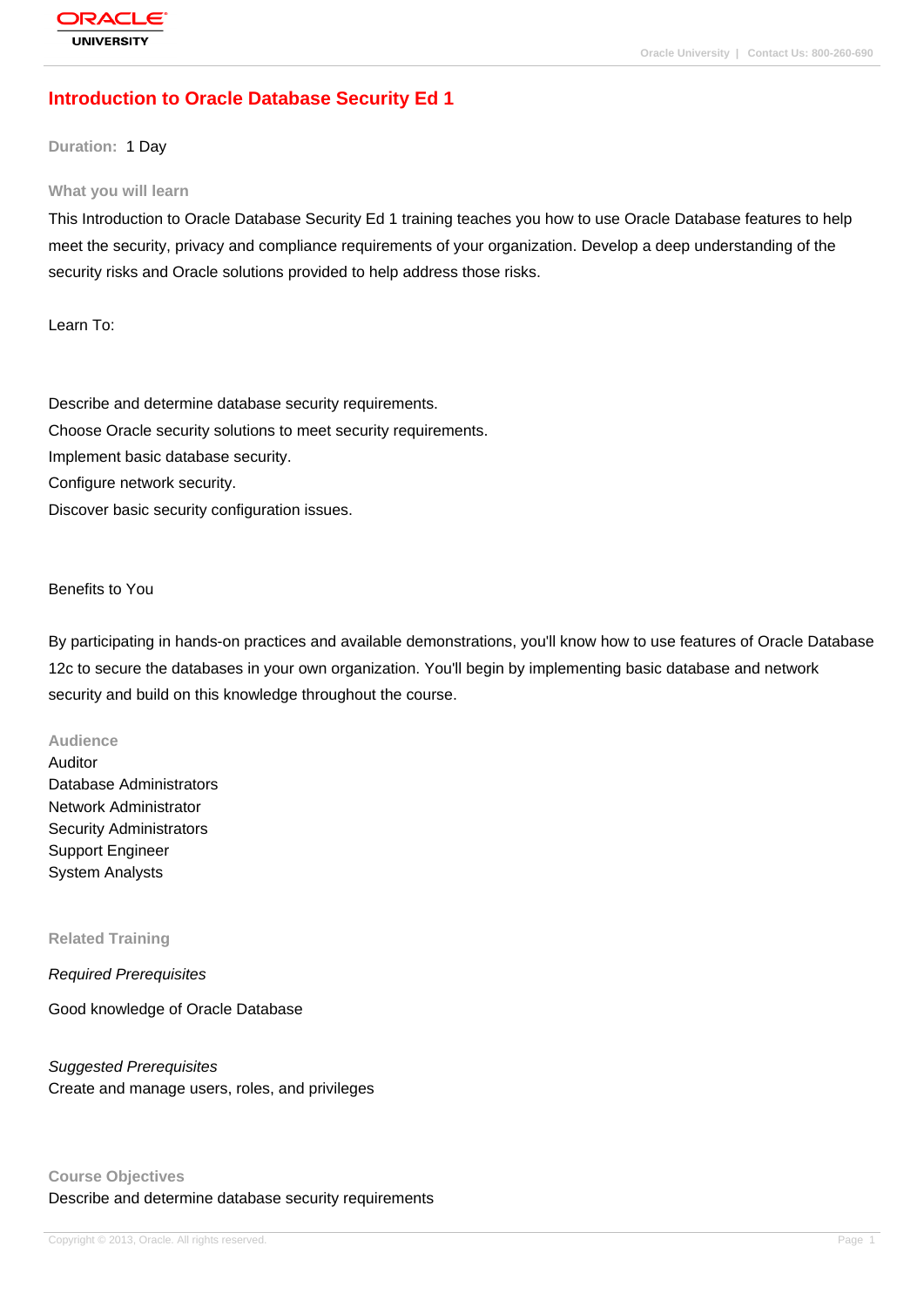# Introduction to Oracle Database Security Ed 1

**Duration:** 1 Day

## What you will learn

This Introduction to Oracle Database Security Ed 1 training teaches you how to use Oracle Database features to help meet the security, privacy and compliance requirements of your organization. Develop a deep understanding of the security risks and Oracle solutions provided to help address those risks.

Learn To:

Describe and determine database security requirements.
Choose Oracle security solutions to meet security requirements.
Implement basic database security.
Configure network security.
Discover basic security configuration issues.

Benefits to You

By participating in hands-on practices and available demonstrations, you'll know how to use features of Oracle Database 12c to secure the databases in your own organization. You'll begin by implementing basic database and network security and build on this knowledge throughout the course.

## Audience

Auditor
Database Administrators
Network Administrator
Security Administrators
Support Engineer
System Analysts

## Related Training

*Required Prerequisites*

Good knowledge of Oracle Database

*Suggested Prerequisites*

Create and manage users, roles, and privileges

## Course Objectives

Describe and determine database security requirements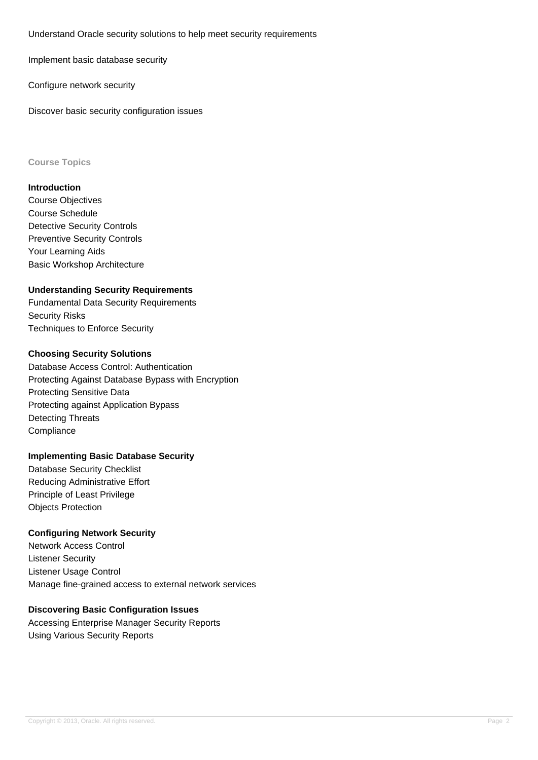Understand Oracle security solutions to help meet security requirements

Implement basic database security

Configure network security

Discover basic security configuration issues

## Course Topics

### Introduction

Course Objectives
Course Schedule
Detective Security Controls
Preventive Security Controls
Your Learning Aids
Basic Workshop Architecture

### Understanding Security Requirements

Fundamental Data Security Requirements
Security Risks
Techniques to Enforce Security

### Choosing Security Solutions

Database Access Control: Authentication
Protecting Against Database Bypass with Encryption
Protecting Sensitive Data
Protecting against Application Bypass
Detecting Threats
Compliance

### Implementing Basic Database Security

Database Security Checklist
Reducing Administrative Effort
Principle of Least Privilege
Objects Protection

### Configuring Network Security

Network Access Control
Listener Security
Listener Usage Control
Manage fine-grained access to external network services

### Discovering Basic Configuration Issues

Accessing Enterprise Manager Security Reports
Using Various Security Reports